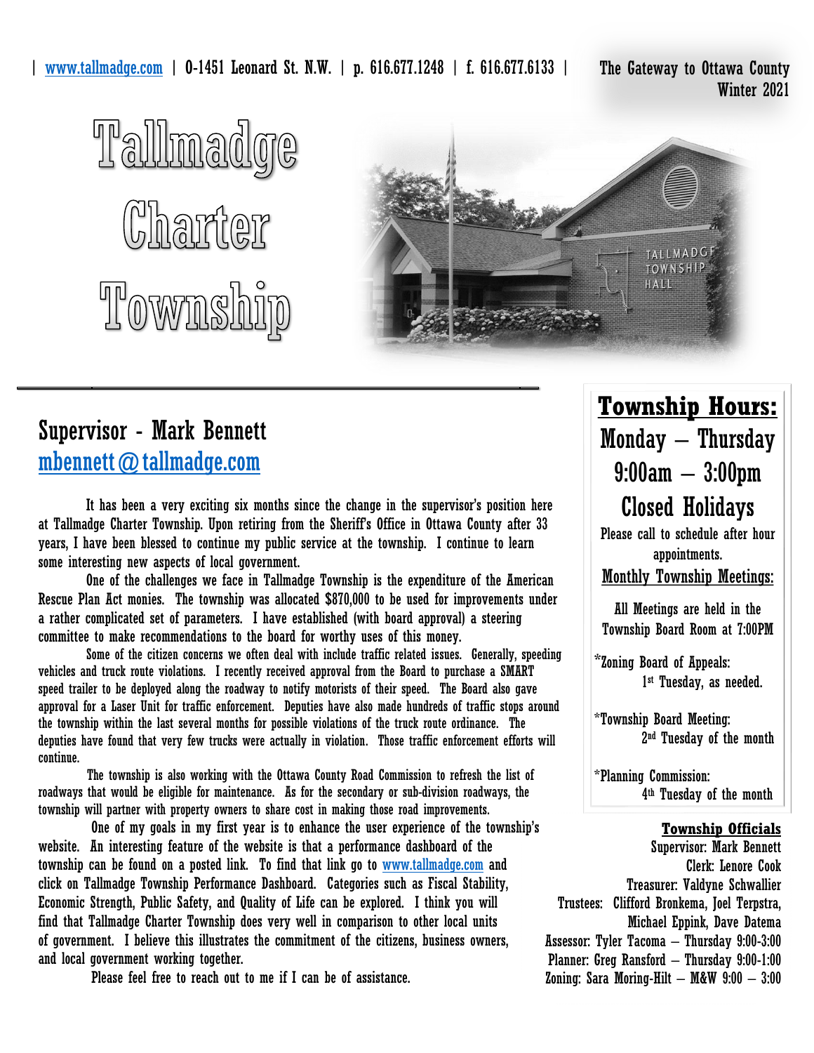| www.tallmadge.com | 0-1451 Leonard St. N.W. | p. 616.677.1248 | f. 616.677.6133 |

The Gateway to Ottawa County
Winter 2021

# Tallmadge Charter Township

## Supervisor - Mark Bennett
mbennett@tallmadge.com

It has been a very exciting six months since the change in the supervisor's position here at Tallmadge Charter Township. Upon retiring from the Sheriff's Office in Ottawa County after 33 years, I have been blessed to continue my public service at the township. I continue to learn some interesting new aspects of local government.

One of the challenges we face in Tallmadge Township is the expenditure of the American Rescue Plan Act monies. The township was allocated $870,000 to be used for improvements under a rather complicated set of parameters. I have established (with board approval) a steering committee to make recommendations to the board for worthy uses of this money.

Some of the citizen concerns we often deal with include traffic related issues. Generally, speeding vehicles and truck route violations. I recently received approval from the Board to purchase a SMART speed trailer to be deployed along the roadway to notify motorists of their speed. The Board also gave approval for a Laser Unit for traffic enforcement. Deputies have also made hundreds of traffic stops around the township within the last several months for possible violations of the truck route ordinance. The deputies have found that very few trucks were actually in violation. Those traffic enforcement efforts will continue.

The township is also working with the Ottawa County Road Commission to refresh the list of roadways that would be eligible for maintenance. As for the secondary or sub-division roadways, the township will partner with property owners to share cost in making those road improvements.

One of my goals in my first year is to enhance the user experience of the township's website. An interesting feature of the website is that a performance dashboard of the township can be found on a posted link. To find that link go to www.tallmadge.com and click on Tallmadge Township Performance Dashboard. Categories such as Fiscal Stability, Economic Strength, Public Safety, and Quality of Life can be explored. I think you will find that Tallmadge Charter Township does very well in comparison to other local units of government. I believe this illustrates the commitment of the citizens, business owners, and local government working together.

Please feel free to reach out to me if I can be of assistance.

## Township Hours:

**Monday – Thursday**
**9:00am – 3:00pm**
**Closed Holidays**

Please call to schedule after hour appointments.

**Monthly Township Meetings:**

All Meetings are held in the Township Board Room at 7:00PM

*Zoning Board of Appeals:
1st Tuesday, as needed.

*Township Board Meeting:
2nd Tuesday of the month

*Planning Commission:
4th Tuesday of the month

**Township Officials**

Supervisor: Mark Bennett
Clerk: Lenore Cook
Treasurer: Valdyne Schwallier
Trustees: Clifford Bronkema, Joel Terpstra, Michael Eppink, Dave Datema
Assessor: Tyler Tacoma – Thursday 9:00-3:00
Planner: Greg Ransford – Thursday 9:00-1:00
Zoning: Sara Moring-Hilt – M&W 9:00 – 3:00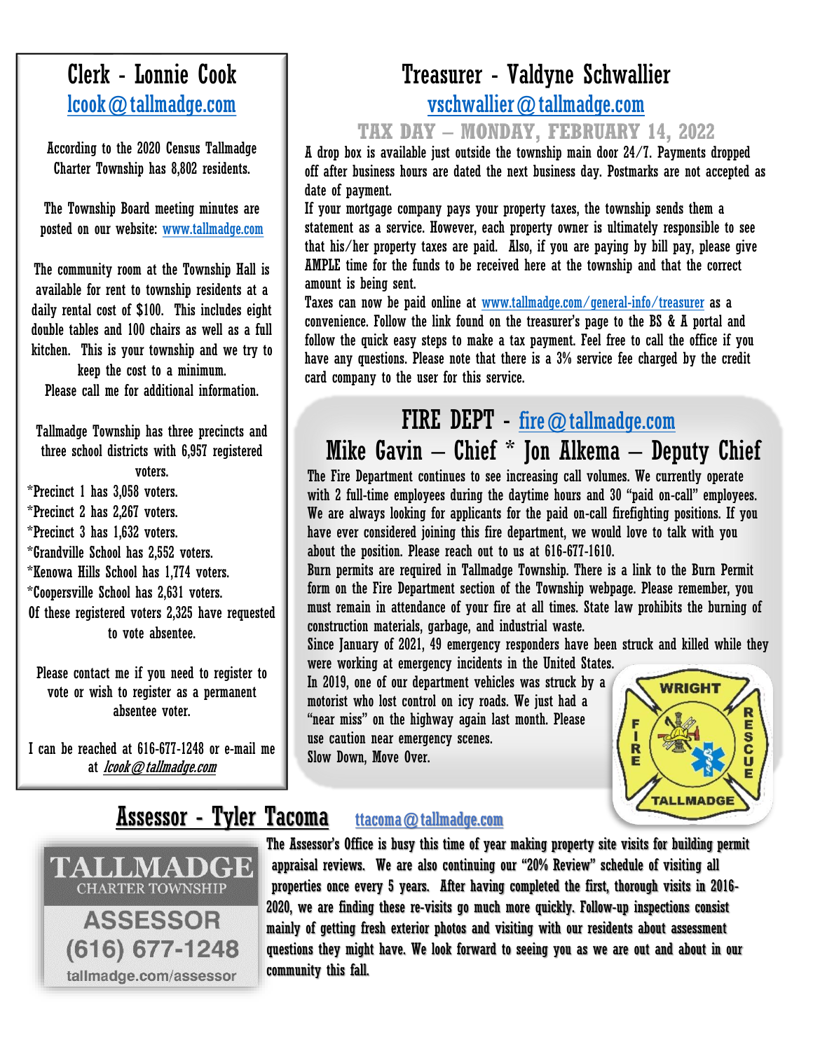## Clerk - Lonnie Cook

lcook@tallmadge.com

According to the 2020 Census Tallmadge Charter Township has 8,802 residents.

The Township Board meeting minutes are posted on our website: www.tallmadge.com

The community room at the Township Hall is available for rent to township residents at a daily rental cost of $100. This includes eight double tables and 100 chairs as well as a full kitchen. This is your township and we try to keep the cost to a minimum.
Please call me for additional information.

Tallmadge Township has three precincts and three school districts with 6,957 registered voters.

*Precinct 1 has 3,058 voters.
*Precinct 2 has 2,267 voters.
*Precinct 3 has 1,632 voters.
*Grandville School has 2,552 voters.
*Kenowa Hills School has 1,774 voters.
*Coopersville School has 2,631 voters.

Of these registered voters 2,325 have requested to vote absentee.

Please contact me if you need to register to vote or wish to register as a permanent absentee voter.

I can be reached at 616-677-1248 or e-mail me at *lcook@tallmadge.com*

## Treasurer - Valdyne Schwallier

vschwallier@tallmadge.com

### TAX DAY – MONDAY, FEBRUARY 14, 2022

A drop box is available just outside the township main door 24/7. Payments dropped off after business hours are dated the next business day. Postmarks are not accepted as date of payment.

If your mortgage company pays your property taxes, the township sends them a statement as a service. However, each property owner is ultimately responsible to see that his/her property taxes are paid. Also, if you are paying by bill pay, please give AMPLE time for the funds to be received here at the township and that the correct amount is being sent.

Taxes can now be paid online at www.tallmadge.com/general-info/treasurer as a convenience. Follow the link found on the treasurer's page to the BS & A portal and follow the quick easy steps to make a tax payment. Feel free to call the office if you have any questions. Please note that there is a 3% service fee charged by the credit card company to the user for this service.

## FIRE DEPT - fire@tallmadge.com

## Mike Gavin – Chief * Jon Alkema – Deputy Chief

The Fire Department continues to see increasing call volumes. We currently operate with 2 full-time employees during the daytime hours and 30 "paid on-call" employees. We are always looking for applicants for the paid on-call firefighting positions. If you have ever considered joining this fire department, we would love to talk with you about the position. Please reach out to us at 616-677-1610.

Burn permits are required in Tallmadge Township. There is a link to the Burn Permit form on the Fire Department section of the Township webpage. Please remember, you must remain in attendance of your fire at all times. State law prohibits the burning of construction materials, garbage, and industrial waste.

Since January of 2021, 49 emergency responders have been struck and killed while they were working at emergency incidents in the United States.

In 2019, one of our department vehicles was struck by a motorist who lost control on icy roads. We just had a "near miss" on the highway again last month. Please use caution near emergency scenes.

Slow Down, Move Over.

WRIGHT FIRE RESCUE TALLMADGE

## Assessor - Tyler Tacoma

ttacoma@tallmadge.com

TALLMADGE CHARTER TOWNSHIP
ASSESSOR
(616) 677-1248
tallmadge.com/assessor

The Assessor's Office is busy this time of year making property site visits for building permit appraisal reviews. We are also continuing our "20% Review" schedule of visiting all properties once every 5 years. After having completed the first, thorough visits in 2016-2020, we are finding these re-visits go much more quickly. Follow-up inspections consist mainly of getting fresh exterior photos and visiting with our residents about assessment questions they might have. We look forward to seeing you as we are out and about in our community this fall.